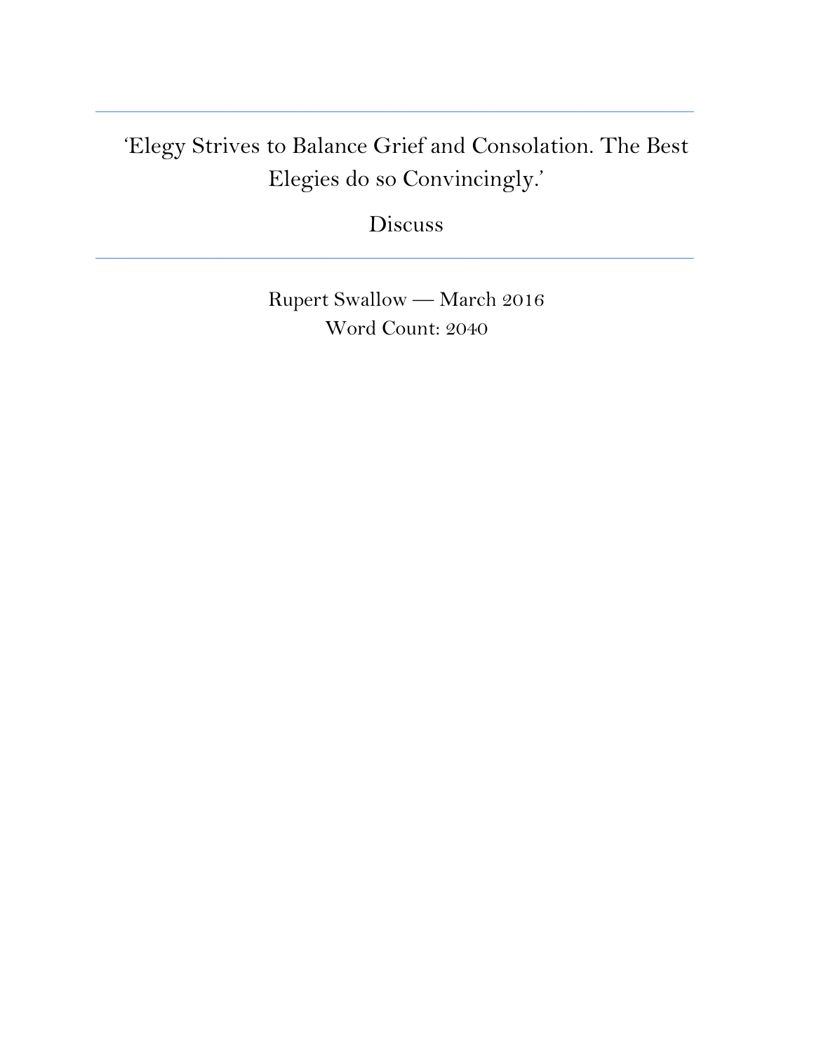# ‘Elegy Strives to Balance Grief and Consolation. The Best Elegies do so Convincingly.’

Discuss

---

Rupert Swallow — March 2016

Word Count: 2040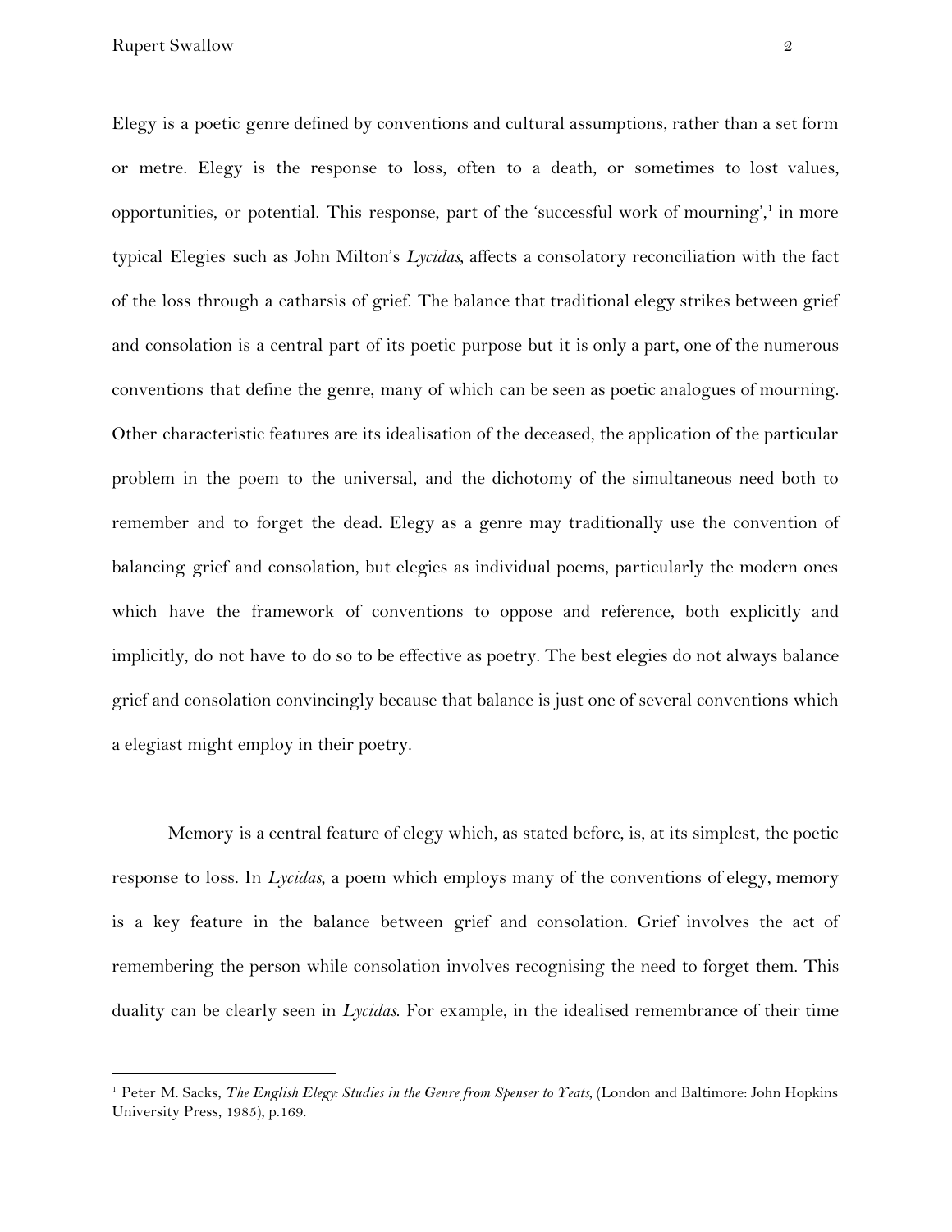Elegy is a poetic genre defined by conventions and cultural assumptions, rather than a set form or metre. Elegy is the response to loss, often to a death, or sometimes to lost values, opportunities, or potential. This response, part of the 'successful work of mourning',[1] in more typical Elegies such as John Milton's *Lycidas*, affects a consolatory reconciliation with the fact of the loss through a catharsis of grief. The balance that traditional elegy strikes between grief and consolation is a central part of its poetic purpose but it is only a part, one of the numerous conventions that define the genre, many of which can be seen as poetic analogues of mourning. Other characteristic features are its idealisation of the deceased, the application of the particular problem in the poem to the universal, and the dichotomy of the simultaneous need both to remember and to forget the dead. Elegy as a genre may traditionally use the convention of balancing grief and consolation, but elegies as individual poems, particularly the modern ones which have the framework of conventions to oppose and reference, both explicitly and implicitly, do not have to do so to be effective as poetry. The best elegies do not always balance grief and consolation convincingly because that balance is just one of several conventions which a elegiast might employ in their poetry.

Memory is a central feature of elegy which, as stated before, is, at its simplest, the poetic response to loss. In *Lycidas*, a poem which employs many of the conventions of elegy, memory is a key feature in the balance between grief and consolation. Grief involves the act of remembering the person while consolation involves recognising the need to forget them. This duality can be clearly seen in *Lycidas*. For example, in the idealised remembrance of their time

---

[1] Peter M. Sacks, *The English Elegy: Studies in the Genre from Spenser to Yeats*, (London and Baltimore: John Hopkins University Press, 1985), p.169.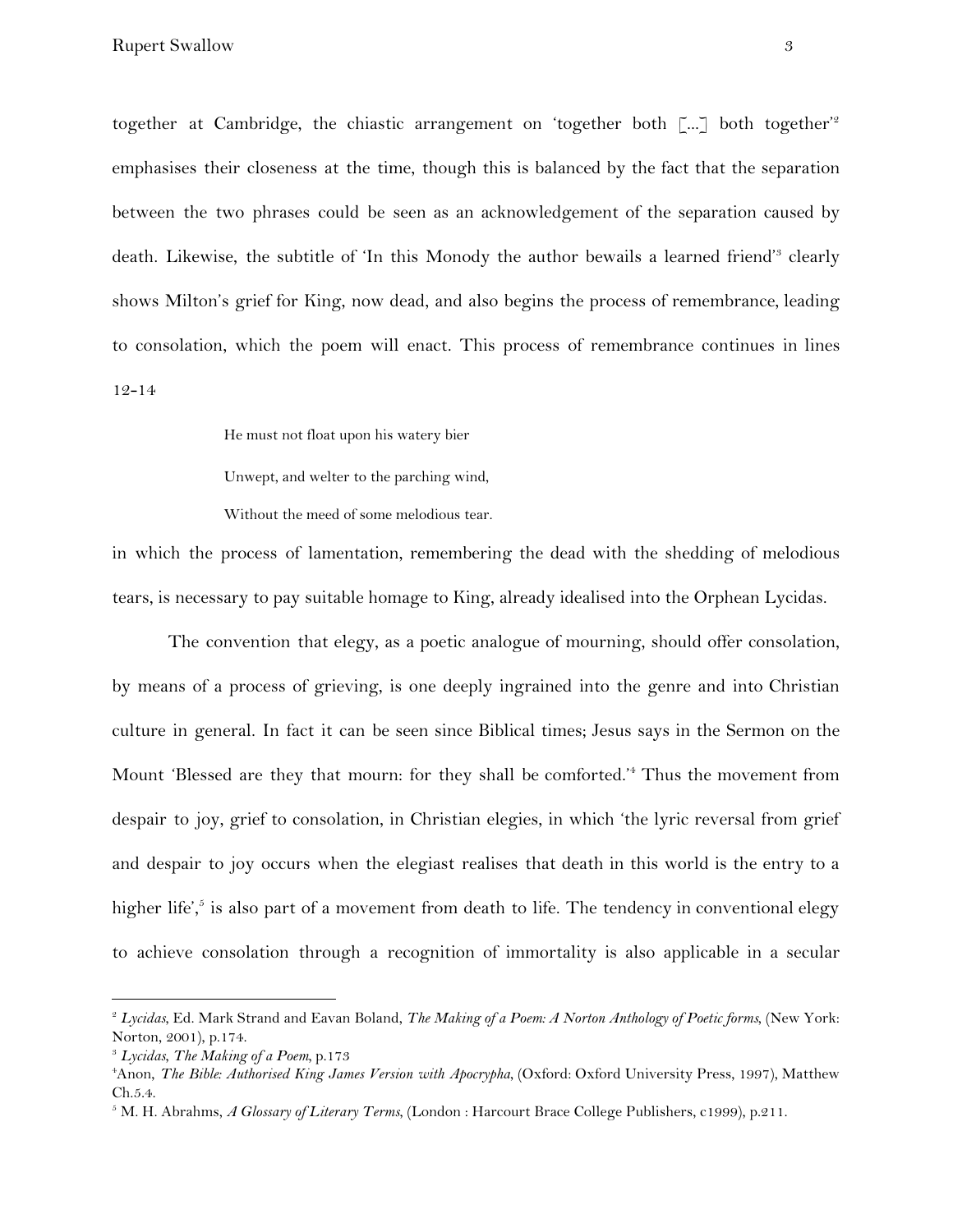together at Cambridge, the chiastic arrangement on 'together both [...] both together'[2] emphasises their closeness at the time, though this is balanced by the fact that the separation between the two phrases could be seen as an acknowledgement of the separation caused by death. Likewise, the subtitle of 'In this Monody the author bewails a learned friend'[3] clearly shows Milton's grief for King, now dead, and also begins the process of remembrance, leading to consolation, which the poem will enact. This process of remembrance continues in lines 12-14

> He must not float upon his watery bier
>
> Unwept, and welter to the parching wind,
>
> Without the meed of some melodious tear.

in which the process of lamentation, remembering the dead with the shedding of melodious tears, is necessary to pay suitable homage to King, already idealised into the Orphean Lycidas.

The convention that elegy, as a poetic analogue of mourning, should offer consolation, by means of a process of grieving, is one deeply ingrained into the genre and into Christian culture in general. In fact it can be seen since Biblical times; Jesus says in the Sermon on the Mount 'Blessed are they that mourn: for they shall be comforted.'[4] Thus the movement from despair to joy, grief to consolation, in Christian elegies, in which 'the lyric reversal from grief and despair to joy occurs when the elegiast realises that death in this world is the entry to a higher life',[5] is also part of a movement from death to life. The tendency in conventional elegy to achieve consolation through a recognition of immortality is also applicable in a secular

---

[2] *Lycidas*, Ed. Mark Strand and Eavan Boland, *The Making of a Poem: A Norton Anthology of Poetic forms*, (New York: Norton, 2001), p.174.

[3] *Lycidas*, *The Making of a Poem*, p.173

[4] Anon, *The Bible: Authorised King James Version with Apocrypha*, (Oxford: Oxford University Press, 1997), Matthew Ch.5.4.

[5] M. H. Abrahms, *A Glossary of Literary Terms*, (London : Harcourt Brace College Publishers, c1999), p.211.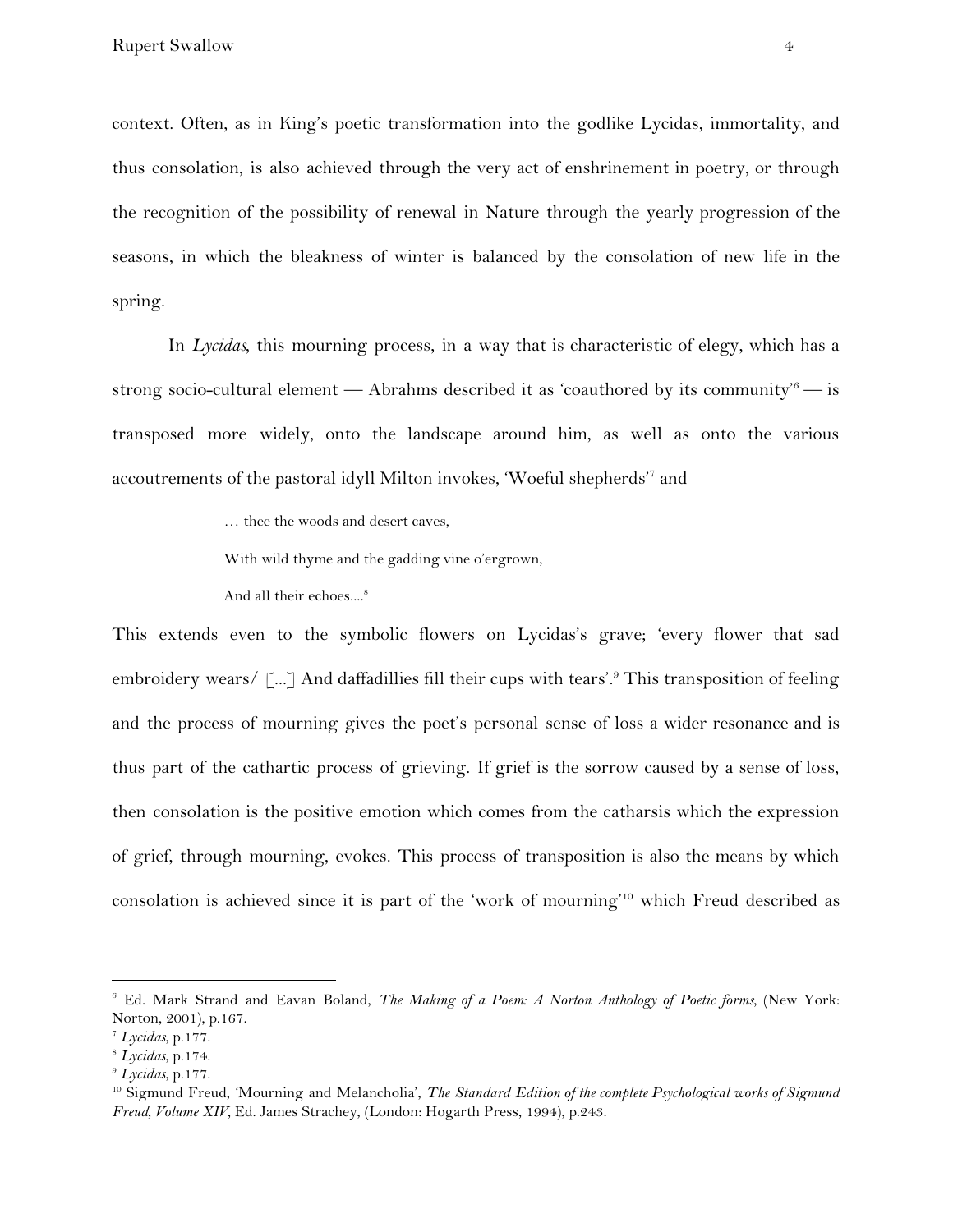context. Often, as in King's poetic transformation into the godlike Lycidas, immortality, and thus consolation, is also achieved through the very act of enshrinement in poetry, or through the recognition of the possibility of renewal in Nature through the yearly progression of the seasons, in which the bleakness of winter is balanced by the consolation of new life in the spring.

In *Lycidas*, this mourning process, in a way that is characteristic of elegy, which has a strong socio-cultural element — Abrahms described it as 'coauthored by its community'[6] — is transposed more widely, onto the landscape around him, as well as onto the various accoutrements of the pastoral idyll Milton invokes, 'Woeful shepherds'[7] and

> … thee the woods and desert caves,
>
> With wild thyme and the gadding vine o'ergrown,
>
> And all their echoes....[8]

This extends even to the symbolic flowers on Lycidas's grave; 'every flower that sad embroidery wears/ [...] And daffadillies fill their cups with tears'.[9] This transposition of feeling and the process of mourning gives the poet's personal sense of loss a wider resonance and is thus part of the cathartic process of grieving. If grief is the sorrow caused by a sense of loss, then consolation is the positive emotion which comes from the catharsis which the expression of grief, through mourning, evokes. This process of transposition is also the means by which consolation is achieved since it is part of the 'work of mourning'[10] which Freud described as

---

[6] Ed. Mark Strand and Eavan Boland, *The Making of a Poem: A Norton Anthology of Poetic forms*, (New York: Norton, 2001), p.167.

[7] *Lycidas*, p.177.

[8] *Lycidas*, p.174.

[9] *Lycidas*, p.177.

[10] Sigmund Freud, 'Mourning and Melancholia', *The Standard Edition of the complete Psychological works of Sigmund Freud, Volume XIV*, Ed. James Strachey, (London: Hogarth Press, 1994), p.243.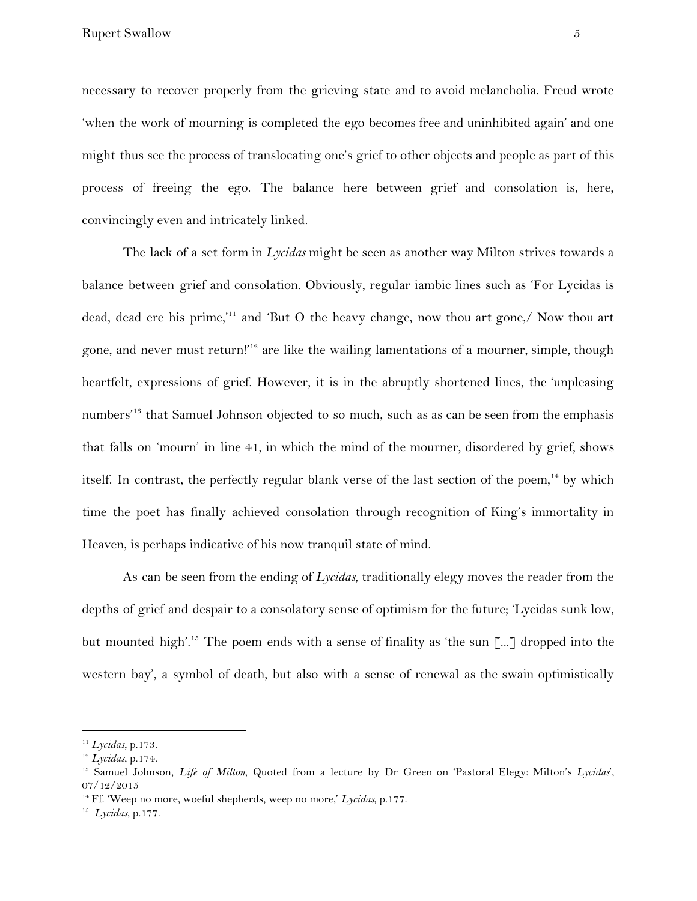necessary to recover properly from the grieving state and to avoid melancholia. Freud wrote 'when the work of mourning is completed the ego becomes free and uninhibited again' and one might thus see the process of translocating one's grief to other objects and people as part of this process of freeing the ego. The balance here between grief and consolation is, here, convincingly even and intricately linked.

The lack of a set form in *Lycidas* might be seen as another way Milton strives towards a balance between grief and consolation. Obviously, regular iambic lines such as 'For Lycidas is dead, dead ere his prime,'[11] and 'But O the heavy change, now thou art gone,/ Now thou art gone, and never must return!'[12] are like the wailing lamentations of a mourner, simple, though heartfelt, expressions of grief. However, it is in the abruptly shortened lines, the 'unpleasing numbers'[13] that Samuel Johnson objected to so much, such as as can be seen from the emphasis that falls on 'mourn' in line 41, in which the mind of the mourner, disordered by grief, shows itself. In contrast, the perfectly regular blank verse of the last section of the poem,[14] by which time the poet has finally achieved consolation through recognition of King's immortality in Heaven, is perhaps indicative of his now tranquil state of mind.

As can be seen from the ending of *Lycidas*, traditionally elegy moves the reader from the depths of grief and despair to a consolatory sense of optimism for the future; 'Lycidas sunk low, but mounted high'.[15] The poem ends with a sense of finality as 'the sun [...] dropped into the western bay', a symbol of death, but also with a sense of renewal as the swain optimistically

---

[11] *Lycidas*, p.173.

[12] *Lycidas*, p.174.

[13] Samuel Johnson, *Life of Milton*, Quoted from a lecture by Dr Green on 'Pastoral Elegy: Milton's *Lycidas*', 07/12/2015

[14] Ff. 'Weep no more, woeful shepherds, weep no more,' *Lycidas*, p.177.

[15] *Lycidas*, p.177.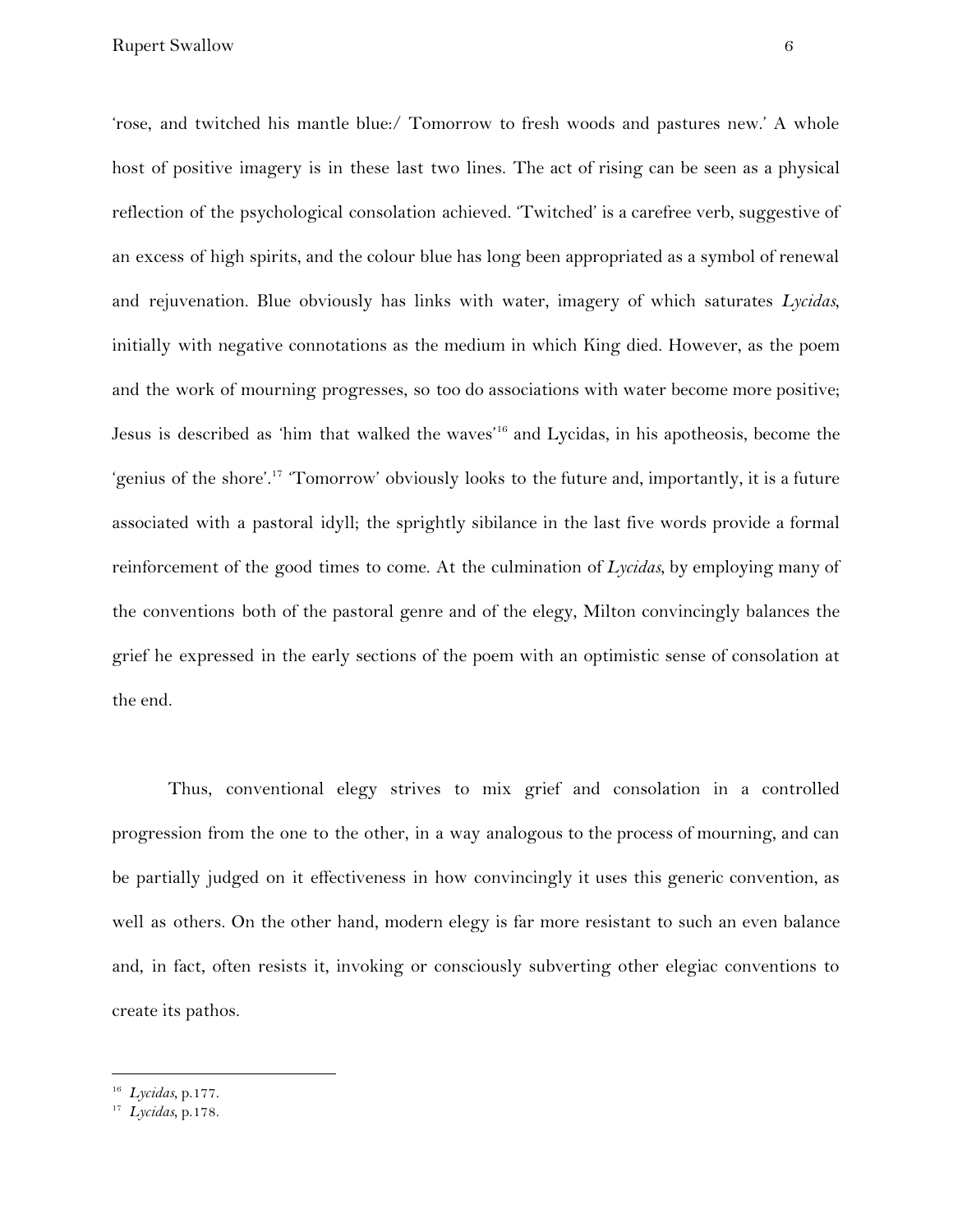'rose, and twitched his mantle blue:/ Tomorrow to fresh woods and pastures new.' A whole host of positive imagery is in these last two lines. The act of rising can be seen as a physical reflection of the psychological consolation achieved. 'Twitched' is a carefree verb, suggestive of an excess of high spirits, and the colour blue has long been appropriated as a symbol of renewal and rejuvenation. Blue obviously has links with water, imagery of which saturates *Lycidas*, initially with negative connotations as the medium in which King died. However, as the poem and the work of mourning progresses, so too do associations with water become more positive; Jesus is described as 'him that walked the waves'[16] and Lycidas, in his apotheosis, become the 'genius of the shore'.[17] 'Tomorrow' obviously looks to the future and, importantly, it is a future associated with a pastoral idyll; the sprightly sibilance in the last five words provide a formal reinforcement of the good times to come. At the culmination of *Lycidas*, by employing many of the conventions both of the pastoral genre and of the elegy, Milton convincingly balances the grief he expressed in the early sections of the poem with an optimistic sense of consolation at the end.

Thus, conventional elegy strives to mix grief and consolation in a controlled progression from the one to the other, in a way analogous to the process of mourning, and can be partially judged on it effectiveness in how convincingly it uses this generic convention, as well as others. On the other hand, modern elegy is far more resistant to such an even balance and, in fact, often resists it, invoking or consciously subverting other elegiac conventions to create its pathos.

---

[16] *Lycidas*, p.177.

[17] *Lycidas*, p.178.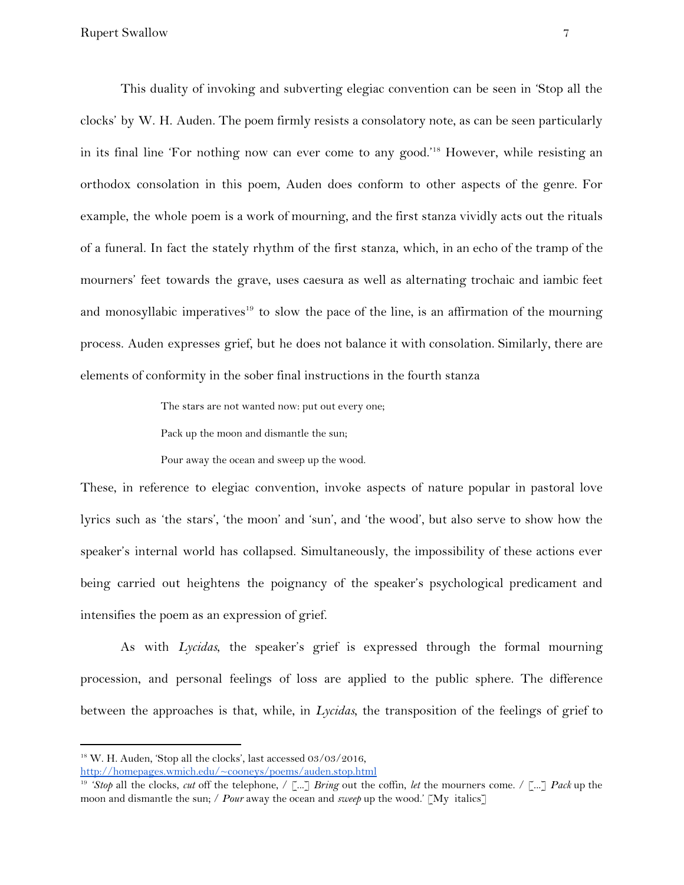This duality of invoking and subverting elegiac convention can be seen in 'Stop all the clocks' by W. H. Auden. The poem firmly resists a consolatory note, as can be seen particularly in its final line 'For nothing now can ever come to any good.'[18] However, while resisting an orthodox consolation in this poem, Auden does conform to other aspects of the genre. For example, the whole poem is a work of mourning, and the first stanza vividly acts out the rituals of a funeral. In fact the stately rhythm of the first stanza, which, in an echo of the tramp of the mourners' feet towards the grave, uses caesura as well as alternating trochaic and iambic feet and monosyllabic imperatives[19] to slow the pace of the line, is an affirmation of the mourning process. Auden expresses grief, but he does not balance it with consolation. Similarly, there are elements of conformity in the sober final instructions in the fourth stanza

> The stars are not wanted now: put out every one;
>
> Pack up the moon and dismantle the sun;
>
> Pour away the ocean and sweep up the wood.

These, in reference to elegiac convention, invoke aspects of nature popular in pastoral love lyrics such as 'the stars', 'the moon' and 'sun', and 'the wood', but also serve to show how the speaker's internal world has collapsed. Simultaneously, the impossibility of these actions ever being carried out heightens the poignancy of the speaker's psychological predicament and intensifies the poem as an expression of grief.

As with *Lycidas*, the speaker's grief is expressed through the formal mourning procession, and personal feelings of loss are applied to the public sphere. The difference between the approaches is that, while, in *Lycidas*, the transposition of the feelings of grief to

---

[18] W. H. Auden, 'Stop all the clocks', last accessed 03/03/2016, http://homepages.wmich.edu/~cooneys/poems/auden.stop.html

[19] '*Stop* all the clocks, *cut* off the telephone, / [...] *Bring* out the coffin, *let* the mourners come. / [...] *Pack* up the moon and dismantle the sun; / *Pour* away the ocean and *sweep* up the wood.' [My italics]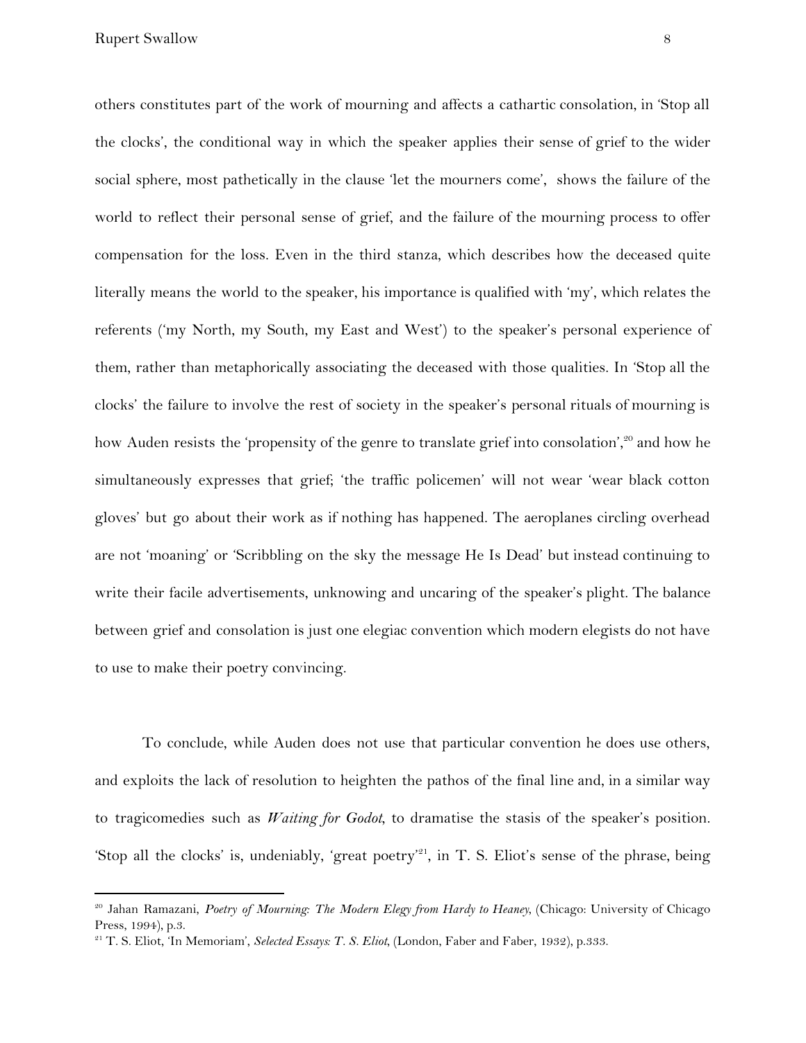others constitutes part of the work of mourning and affects a cathartic consolation, in 'Stop all the clocks', the conditional way in which the speaker applies their sense of grief to the wider social sphere, most pathetically in the clause 'let the mourners come', shows the failure of the world to reflect their personal sense of grief, and the failure of the mourning process to offer compensation for the loss. Even in the third stanza, which describes how the deceased quite literally means the world to the speaker, his importance is qualified with 'my', which relates the referents ('my North, my South, my East and West') to the speaker's personal experience of them, rather than metaphorically associating the deceased with those qualities. In 'Stop all the clocks' the failure to involve the rest of society in the speaker's personal rituals of mourning is how Auden resists the 'propensity of the genre to translate grief into consolation',[20] and how he simultaneously expresses that grief; 'the traffic policemen' will not wear 'wear black cotton gloves' but go about their work as if nothing has happened. The aeroplanes circling overhead are not 'moaning' or 'Scribbling on the sky the message He Is Dead' but instead continuing to write their facile advertisements, unknowing and uncaring of the speaker's plight. The balance between grief and consolation is just one elegiac convention which modern elegists do not have to use to make their poetry convincing.

To conclude, while Auden does not use that particular convention he does use others, and exploits the lack of resolution to heighten the pathos of the final line and, in a similar way to tragicomedies such as *Waiting for Godot*, to dramatise the stasis of the speaker's position. 'Stop all the clocks' is, undeniably, 'great poetry'[21], in T. S. Eliot's sense of the phrase, being

---

[20] Jahan Ramazani, *Poetry of Mourning: The Modern Elegy from Hardy to Heaney*, (Chicago: University of Chicago Press, 1994), p.3.

[21] T. S. Eliot, 'In Memoriam', *Selected Essays: T. S. Eliot*, (London, Faber and Faber, 1932), p.333.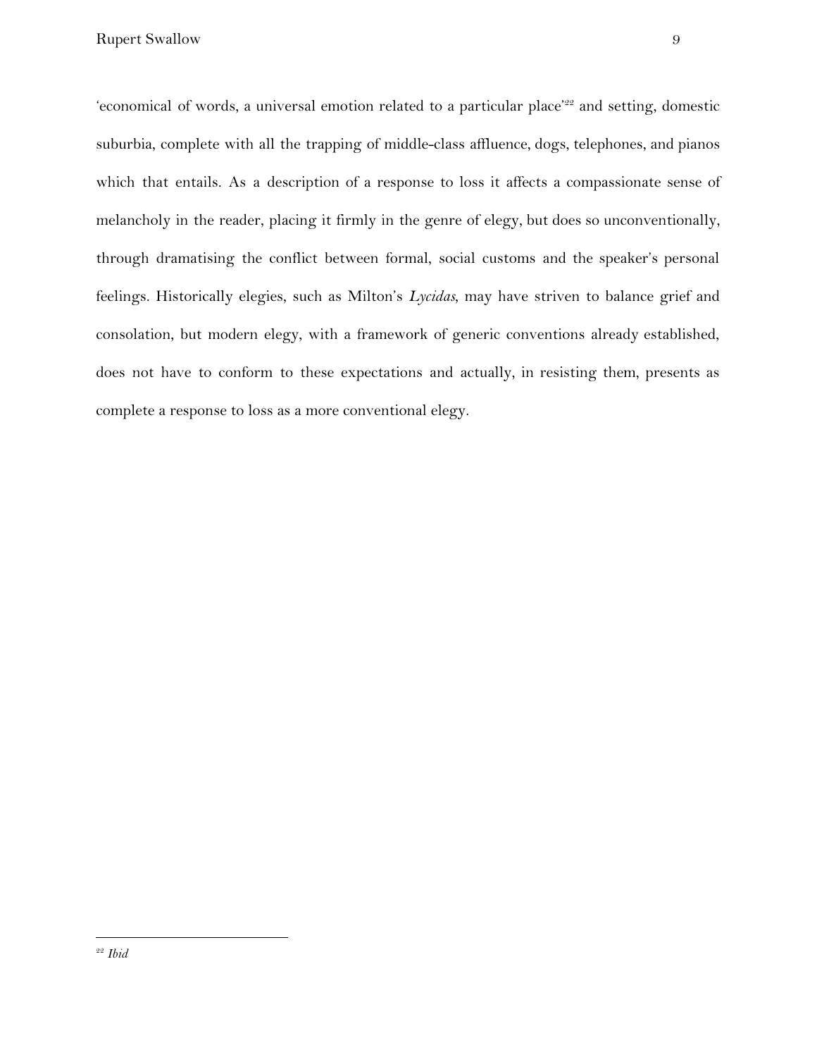'economical of words, a universal emotion related to a particular place'[22] and setting, domestic suburbia, complete with all the trapping of middle-class affluence, dogs, telephones, and pianos which that entails. As a description of a response to loss it affects a compassionate sense of melancholy in the reader, placing it firmly in the genre of elegy, but does so unconventionally, through dramatising the conflict between formal, social customs and the speaker's personal feelings. Historically elegies, such as Milton's *Lycidas*, may have striven to balance grief and consolation, but modern elegy, with a framework of generic conventions already established, does not have to conform to these expectations and actually, in resisting them, presents as complete a response to loss as a more conventional elegy.

---

[22] *Ibid*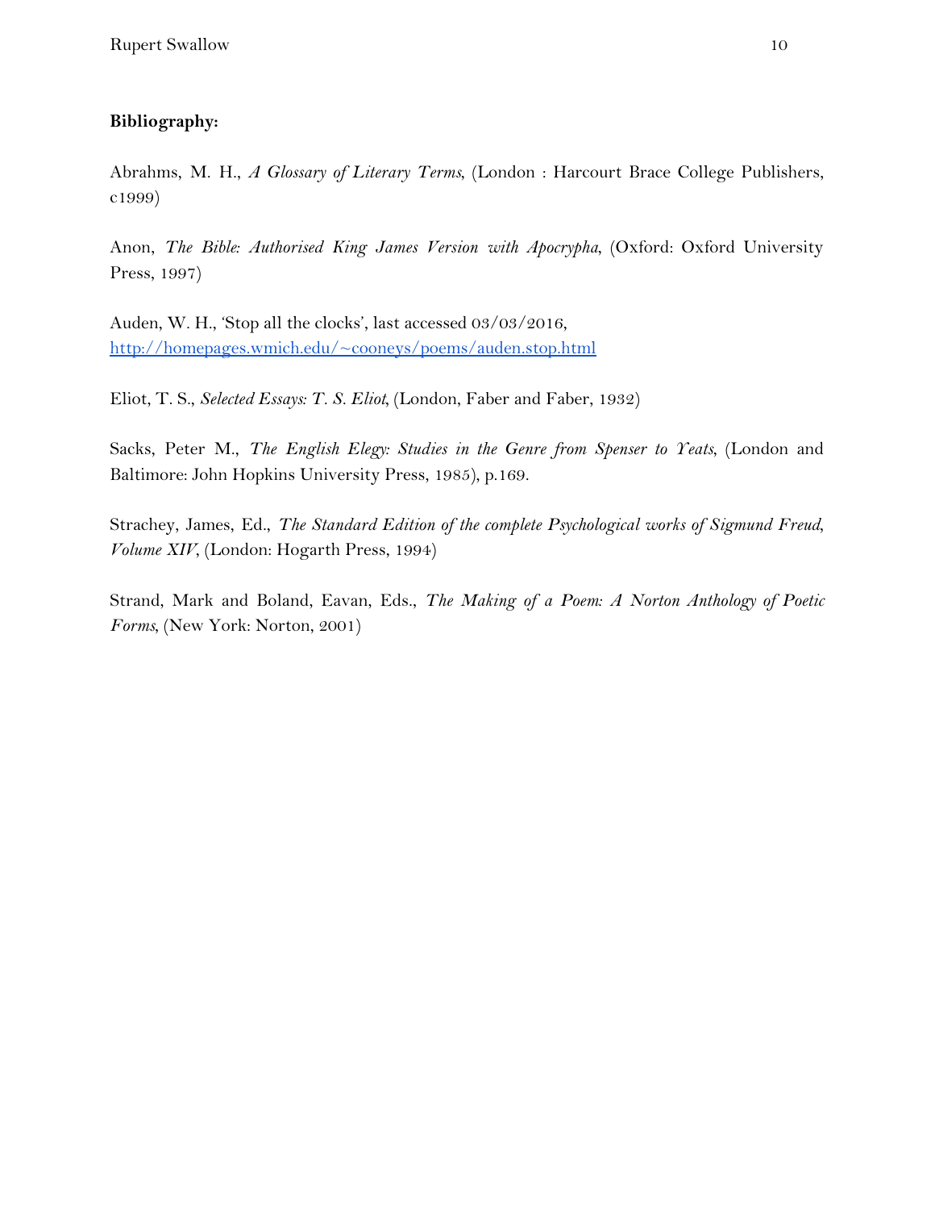**Bibliography:**

Abrahms, M. H., *A Glossary of Literary Terms*, (London : Harcourt Brace College Publishers, c1999)

Anon, *The Bible: Authorised King James Version with Apocrypha*, (Oxford: Oxford University Press, 1997)

Auden, W. H., 'Stop all the clocks', last accessed 03/03/2016, http://homepages.wmich.edu/~cooneys/poems/auden.stop.html

Eliot, T. S., *Selected Essays: T. S. Eliot*, (London, Faber and Faber, 1932)

Sacks, Peter M., *The English Elegy: Studies in the Genre from Spenser to Yeats*, (London and Baltimore: John Hopkins University Press, 1985), p.169.

Strachey, James, Ed., *The Standard Edition of the complete Psychological works of Sigmund Freud, Volume XIV*, (London: Hogarth Press, 1994)

Strand, Mark and Boland, Eavan, Eds., *The Making of a Poem: A Norton Anthology of Poetic Forms*, (New York: Norton, 2001)